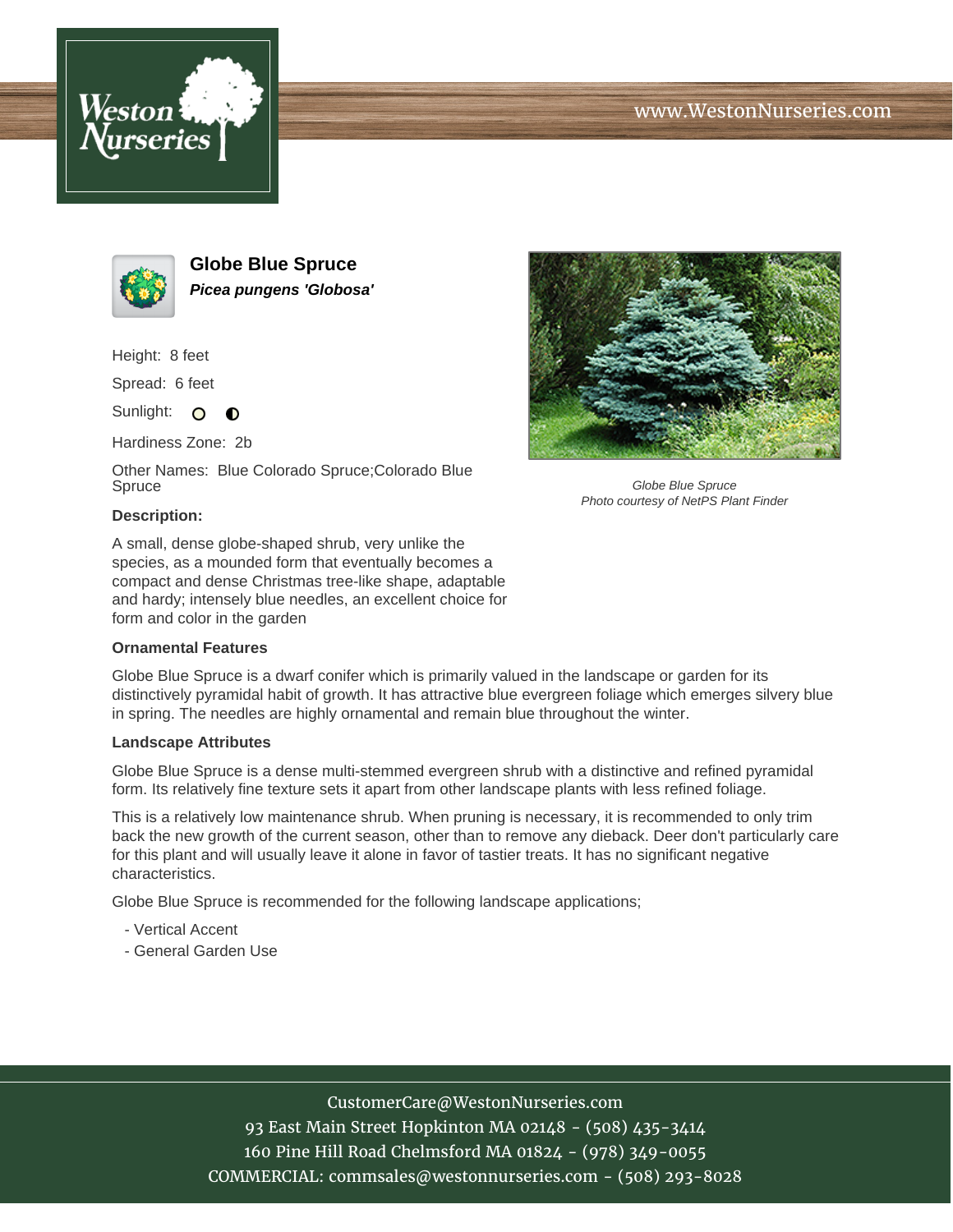# Globe Blue Spruce

***Picea pungens 'Globosa'***

Height: 8 feet

Spread: 6 feet

Sunlight:

Hardiness Zone: 2b

Other Names: Blue Colorado Spruce;Colorado Blue Spruce

Globe Blue Spruce
*Photo courtesy of NetPS Plant Finder*

**Description:**

A small, dense globe-shaped shrub, very unlike the species, as a mounded form that eventually becomes a compact and dense Christmas tree-like shape, adaptable and hardy; intensely blue needles, an excellent choice for form and color in the garden

### Ornamental Features

Globe Blue Spruce is a dwarf conifer which is primarily valued in the landscape or garden for its distinctively pyramidal habit of growth. It has attractive blue evergreen foliage which emerges silvery blue in spring. The needles are highly ornamental and remain blue throughout the winter.

### Landscape Attributes

Globe Blue Spruce is a dense multi-stemmed evergreen shrub with a distinctive and refined pyramidal form. Its relatively fine texture sets it apart from other landscape plants with less refined foliage.

This is a relatively low maintenance shrub. When pruning is necessary, it is recommended to only trim back the new growth of the current season, other than to remove any dieback. Deer don't particularly care for this plant and will usually leave it alone in favor of tastier treats. It has no significant negative characteristics.

Globe Blue Spruce is recommended for the following landscape applications;

- Vertical Accent
- General Garden Use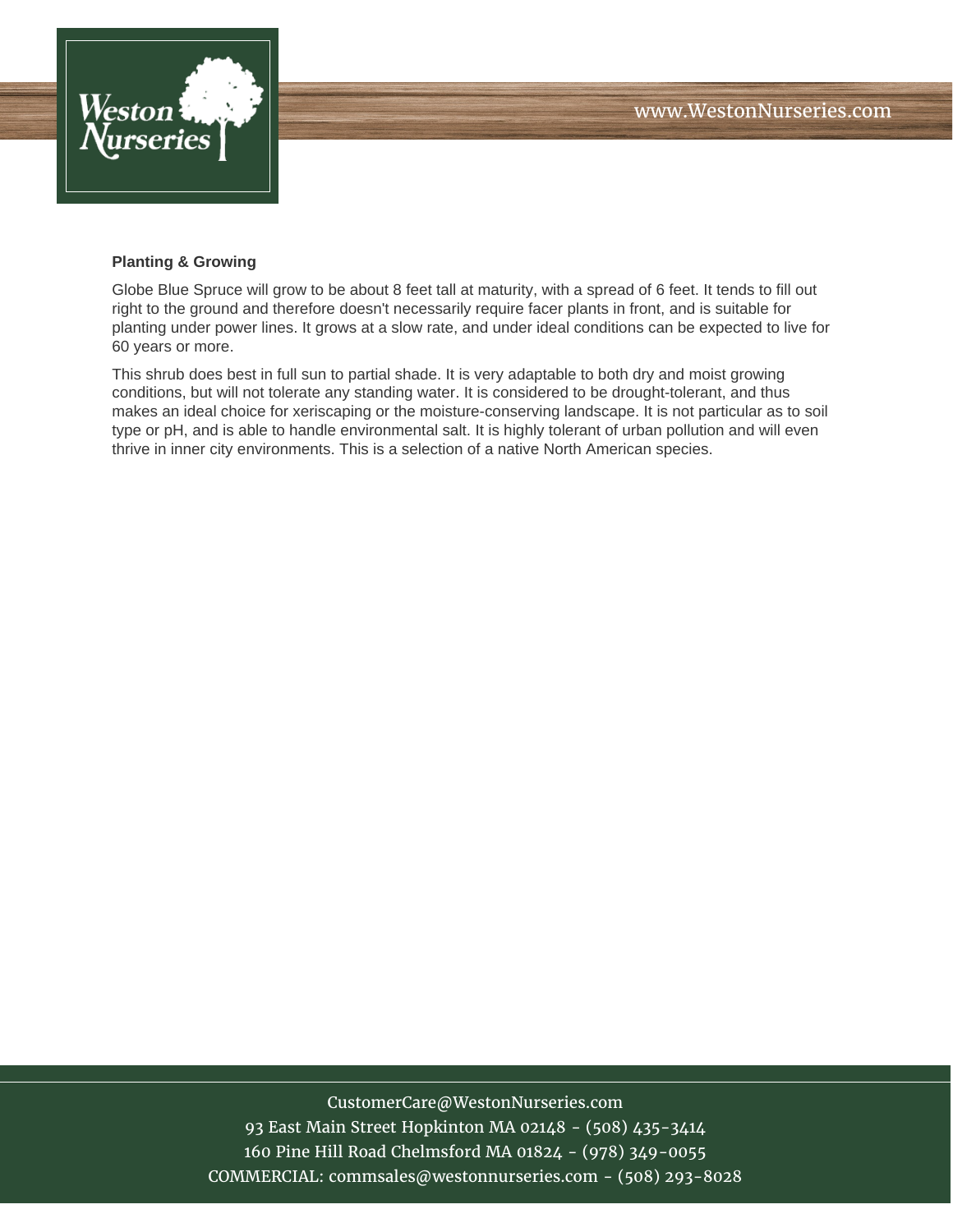### Planting & Growing

Globe Blue Spruce will grow to be about 8 feet tall at maturity, with a spread of 6 feet. It tends to fill out right to the ground and therefore doesn't necessarily require facer plants in front, and is suitable for planting under power lines. It grows at a slow rate, and under ideal conditions can be expected to live for 60 years or more.

This shrub does best in full sun to partial shade. It is very adaptable to both dry and moist growing conditions, but will not tolerate any standing water. It is considered to be drought-tolerant, and thus makes an ideal choice for xeriscaping or the moisture-conserving landscape. It is not particular as to soil type or pH, and is able to handle environmental salt. It is highly tolerant of urban pollution and will even thrive in inner city environments. This is a selection of a native North American species.